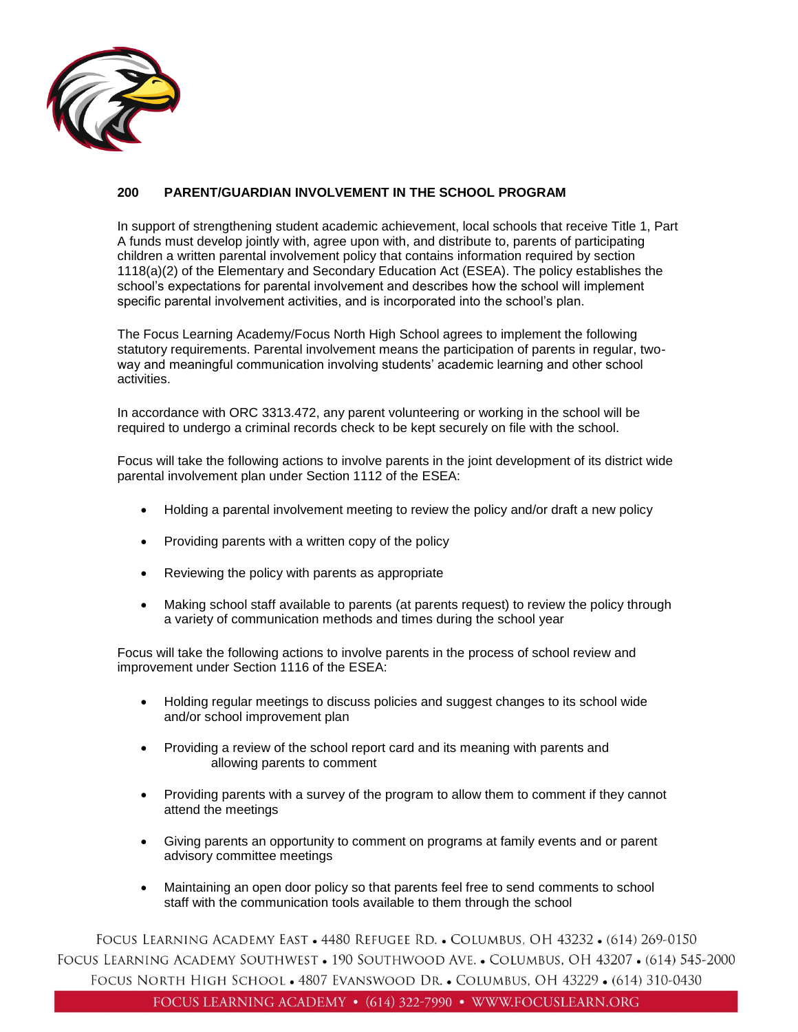## 200 PARENT/GUARDIAN INVOLVEMENT IN THE SCHOOL PROGRAM

In support of strengthening student academic achievement, local schools that receive Title 1, Part A funds must develop jointly with, agree upon with, and distribute to, parents of participating children a written parental involvement policy that contains information required by section 1118(a)(2) of the Elementary and Secondary Education Act (ESEA). The policy establishes the school's expectations for parental involvement and describes how the school will implement specific parental involvement activities, and is incorporated into the school's plan.

The Focus Learning Academy/Focus North High School agrees to implement the following statutory requirements. Parental involvement means the participation of parents in regular, two-way and meaningful communication involving students' academic learning and other school activities.

In accordance with ORC 3313.472, any parent volunteering or working in the school will be required to undergo a criminal records check to be kept securely on file with the school.

Focus will take the following actions to involve parents in the joint development of its district wide parental involvement plan under Section 1112 of the ESEA:

- Holding a parental involvement meeting to review the policy and/or draft a new policy
- Providing parents with a written copy of the policy
- Reviewing the policy with parents as appropriate
- Making school staff available to parents (at parents request) to review the policy through a variety of communication methods and times during the school year

Focus will take the following actions to involve parents in the process of school review and improvement under Section 1116 of the ESEA:

- Holding regular meetings to discuss policies and suggest changes to its school wide and/or school improvement plan
- Providing a review of the school report card and its meaning with parents and allowing parents to comment
- Providing parents with a survey of the program to allow them to comment if they cannot attend the meetings
- Giving parents an opportunity to comment on programs at family events and or parent advisory committee meetings
- Maintaining an open door policy so that parents feel free to send comments to school staff with the communication tools available to them through the school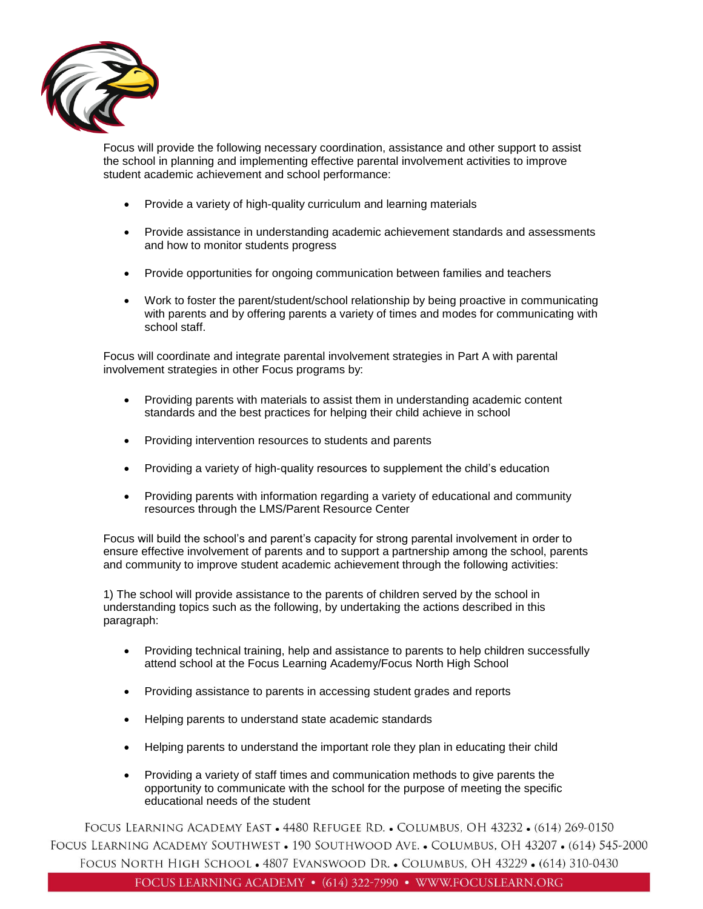Focus will provide the following necessary coordination, assistance and other support to assist the school in planning and implementing effective parental involvement activities to improve student academic achievement and school performance:

- Provide a variety of high-quality curriculum and learning materials
- Provide assistance in understanding academic achievement standards and assessments and how to monitor students progress
- Provide opportunities for ongoing communication between families and teachers
- Work to foster the parent/student/school relationship by being proactive in communicating with parents and by offering parents a variety of times and modes for communicating with school staff.

Focus will coordinate and integrate parental involvement strategies in Part A with parental involvement strategies in other Focus programs by:

- Providing parents with materials to assist them in understanding academic content standards and the best practices for helping their child achieve in school
- Providing intervention resources to students and parents
- Providing a variety of high-quality resources to supplement the child's education
- Providing parents with information regarding a variety of educational and community resources through the LMS/Parent Resource Center

Focus will build the school's and parent's capacity for strong parental involvement in order to ensure effective involvement of parents and to support a partnership among the school, parents and community to improve student academic achievement through the following activities:

1) The school will provide assistance to the parents of children served by the school in understanding topics such as the following, by undertaking the actions described in this paragraph:

- Providing technical training, help and assistance to parents to help children successfully attend school at the Focus Learning Academy/Focus North High School
- Providing assistance to parents in accessing student grades and reports
- Helping parents to understand state academic standards
- Helping parents to understand the important role they plan in educating their child
- Providing a variety of staff times and communication methods to give parents the opportunity to communicate with the school for the purpose of meeting the specific educational needs of the student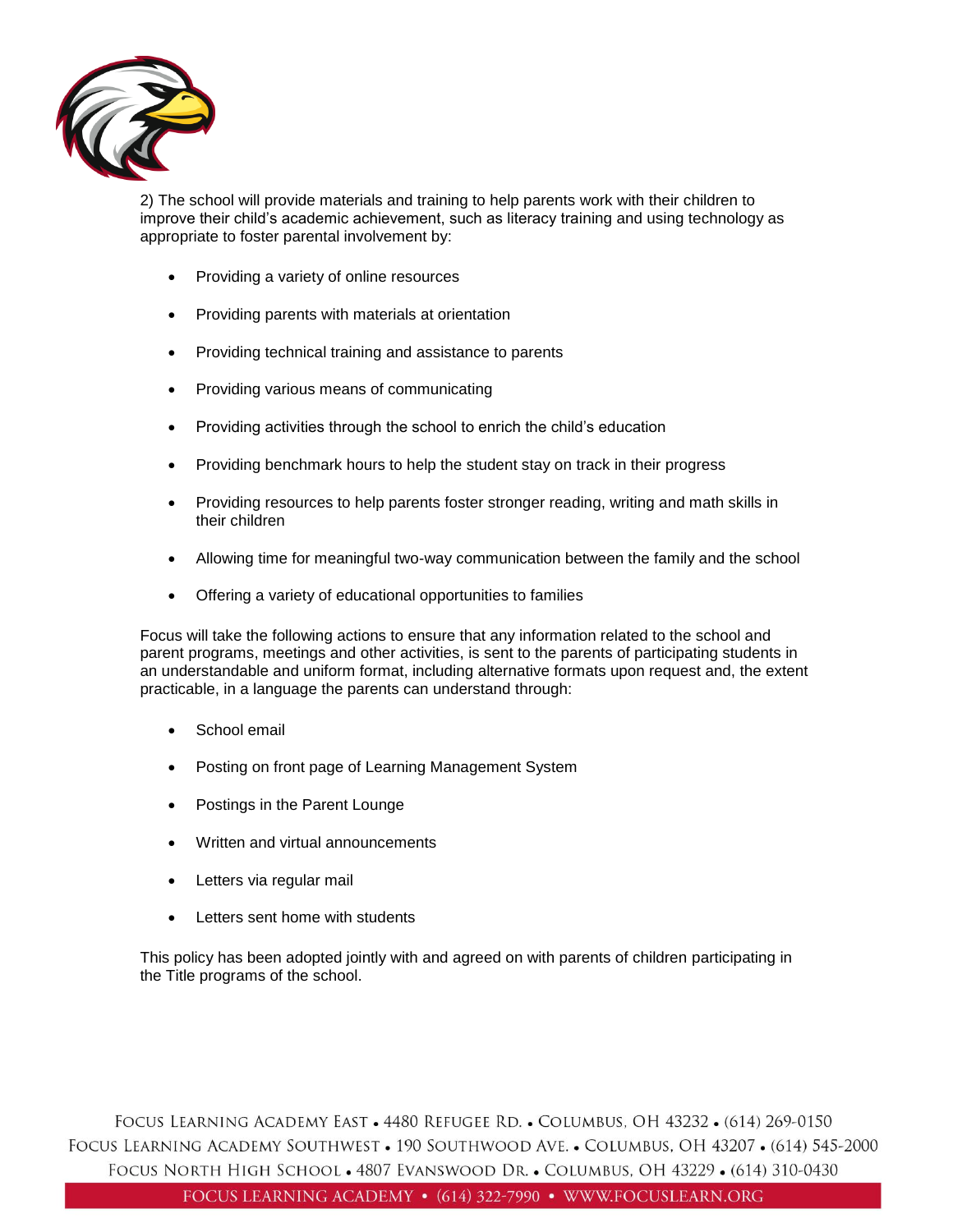2) The school will provide materials and training to help parents work with their children to improve their child's academic achievement, such as literacy training and using technology as appropriate to foster parental involvement by:

- Providing a variety of online resources
- Providing parents with materials at orientation
- Providing technical training and assistance to parents
- Providing various means of communicating
- Providing activities through the school to enrich the child's education
- Providing benchmark hours to help the student stay on track in their progress
- Providing resources to help parents foster stronger reading, writing and math skills in their children
- Allowing time for meaningful two-way communication between the family and the school
- Offering a variety of educational opportunities to families

Focus will take the following actions to ensure that any information related to the school and parent programs, meetings and other activities, is sent to the parents of participating students in an understandable and uniform format, including alternative formats upon request and, the extent practicable, in a language the parents can understand through:

- School email
- Posting on front page of Learning Management System
- Postings in the Parent Lounge
- Written and virtual announcements
- Letters via regular mail
- Letters sent home with students

This policy has been adopted jointly with and agreed on with parents of children participating in the Title programs of the school.